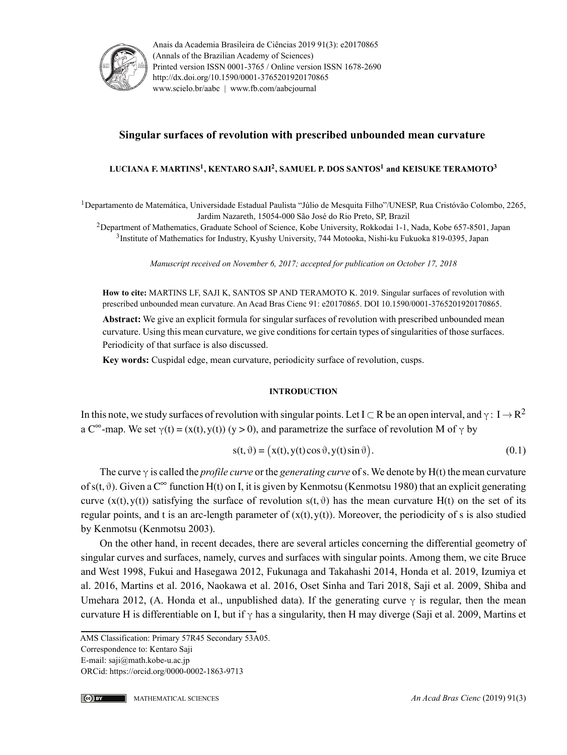Anais da Academia Brasileira de Ciências 2019 91(3): e20170865
(Annals of the Brazilian Academy of Sciences)
Printed version ISSN 0001-3765 / Online version ISSN 1678-2690
http://dx.doi.org/10.1590/0001-3765201920170865
www.scielo.br/aabc | www.fb.com/aabcjournal

# Singular surfaces of revolution with prescribed unbounded mean curvature

**LUCIANA F. MARTINS[1], KENTARO SAJI[2], SAMUEL P. DOS SANTOS[1] and KEISUKE TERAMOTO[3]**

[1]Departamento de Matemática, Universidade Estadual Paulista "Júlio de Mesquita Filho"/UNESP, Rua Cristóvão Colombo, 2265, Jardim Nazareth, 15054-000 São José do Rio Preto, SP, Brazil
[2]Department of Mathematics, Graduate School of Science, Kobe University, Rokkodai 1-1, Nada, Kobe 657-8501, Japan
[3]Institute of Mathematics for Industry, Kyushy University, 744 Motooka, Nishi-ku Fukuoka 819-0395, Japan

*Manuscript received on November 6, 2017; accepted for publication on October 17, 2018*

**How to cite:** MARTINS LF, SAJI K, SANTOS SP AND TERAMOTO K. 2019. Singular surfaces of revolution with prescribed unbounded mean curvature. An Acad Bras Cienc 91: e20170865. DOI 10.1590/0001-3765201920170865.

**Abstract:** We give an explicit formula for singular surfaces of revolution with prescribed unbounded mean curvature. Using this mean curvature, we give conditions for certain types of singularities of those surfaces. Periodicity of that surface is also discussed.

**Key words:** Cuspidal edge, mean curvature, periodicity surface of revolution, cusps.

## INTRODUCTION

In this note, we study surfaces of revolution with singular points. Let $I \subset \mathbf{R}$ be an open interval, and $\gamma : I \to \mathbf{R}^2$ a $C^\infty$-map. We set $\gamma(t) = (x(t), y(t))$ $(y > 0)$, and parametrize the surface of revolution M of $\gamma$ by

$$s(t, \vartheta) = \big(x(t), y(t)\cos\vartheta, y(t)\sin\vartheta\big). \tag{0.1}$$

The curve $\gamma$ is called the *profile curve* or the *generating curve* of s. We denote by $H(t)$ the mean curvature of $s(t, \vartheta)$. Given a $C^\infty$ function $H(t)$ on I, it is given by Kenmotsu (Kenmotsu 1980) that an explicit generating curve $(x(t), y(t))$ satisfying the surface of revolution $s(t, \vartheta)$ has the mean curvature $H(t)$ on the set of its regular points, and t is an arc-length parameter of $(x(t), y(t))$. Moreover, the periodicity of s is also studied by Kenmotsu (Kenmotsu 2003).

On the other hand, in recent decades, there are several articles concerning the differential geometry of singular curves and surfaces, namely, curves and surfaces with singular points. Among them, we cite Bruce and West 1998, Fukui and Hasegawa 2012, Fukunaga and Takahashi 2014, Honda et al. 2019, Izumiya et al. 2016, Martins et al. 2016, Naokawa et al. 2016, Oset Sinha and Tari 2018, Saji et al. 2009, Shiba and Umehara 2012, (A. Honda et al., unpublished data). If the generating curve $\gamma$ is regular, then the mean curvature H is differentiable on I, but if $\gamma$ has a singularity, then H may diverge (Saji et al. 2009, Martins et

AMS Classification: Primary 57R45 Secondary 53A05.
Correspondence to: Kentaro Saji
E-mail: saji@math.kobe-u.ac.jp
ORCid: https://orcid.org/0000-0002-1863-9713

MATHEMATICAL SCIENCES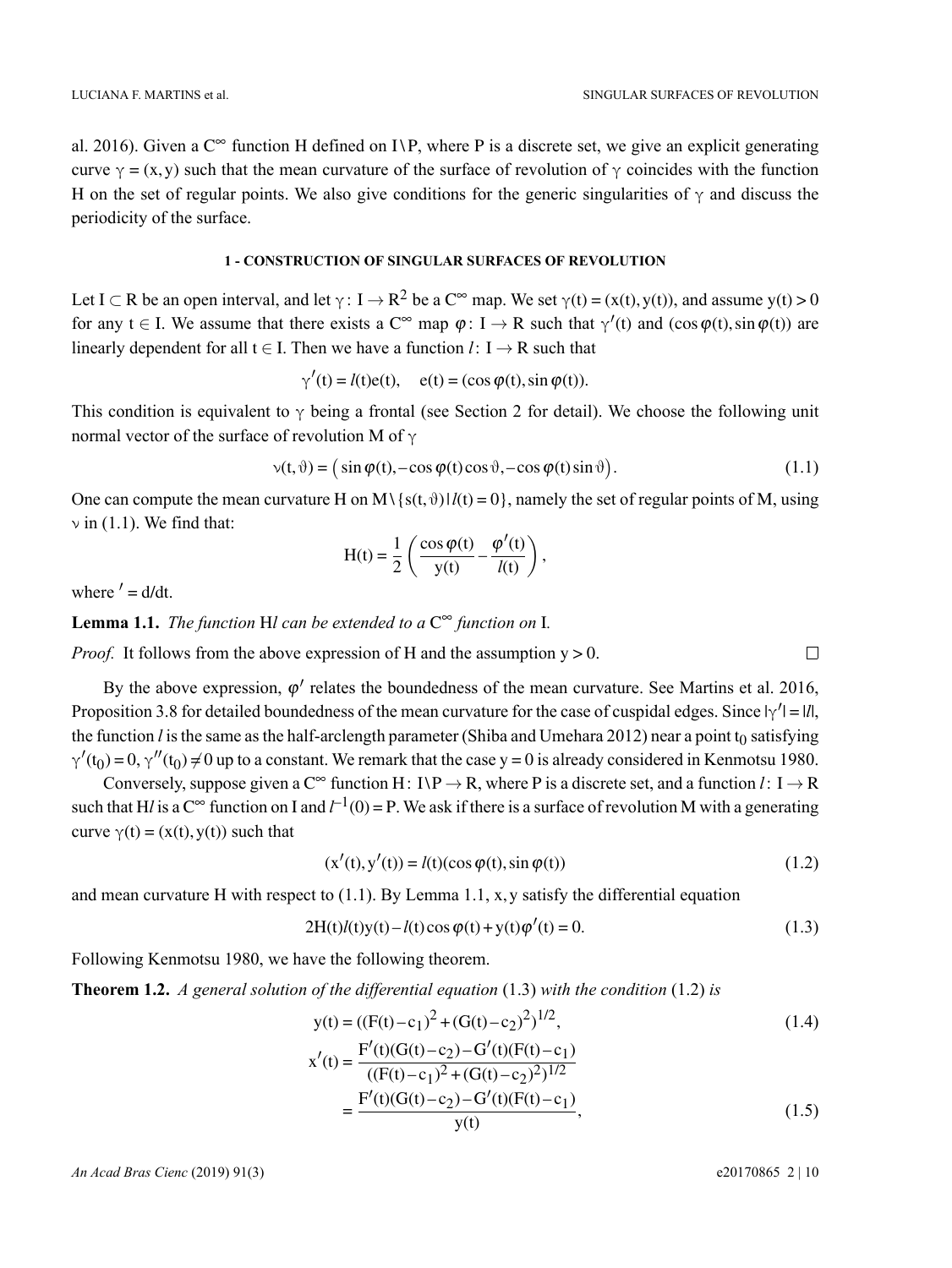al. 2016). Given a $C^\infty$ function H defined on $I\setminus P$, where P is a discrete set, we give an explicit generating curve $\gamma = (x, y)$ such that the mean curvature of the surface of revolution of $\gamma$ coincides with the function H on the set of regular points. We also give conditions for the generic singularities of $\gamma$ and discuss the periodicity of the surface.

## 1 - CONSTRUCTION OF SINGULAR SURFACES OF REVOLUTION

Let $I \subset \mathbb{R}$ be an open interval, and let $\gamma\colon I \to \mathbb{R}^2$ be a $C^\infty$ map. We set $\gamma(t) = (x(t), y(t))$, and assume $y(t) > 0$ for any $t \in I$. We assume that there exists a $C^\infty$ map $\varphi\colon I \to \mathbb{R}$ such that $\gamma'(t)$ and $(\cos\varphi(t), \sin\varphi(t))$ are linearly dependent for all $t \in I$. Then we have a function $l\colon I \to \mathbb{R}$ such that

$$\gamma'(t) = l(t)e(t), \quad e(t) = (\cos\varphi(t), \sin\varphi(t)).$$

This condition is equivalent to $\gamma$ being a frontal (see Section 2 for detail). We choose the following unit normal vector of the surface of revolution M of $\gamma$

$$\nu(t, \vartheta) = \big(\sin\varphi(t), -\cos\varphi(t)\cos\vartheta, -\cos\varphi(t)\sin\vartheta\big). \tag{1.1}$$

One can compute the mean curvature H on $M\setminus\{s(t,\vartheta) \mid l(t) = 0\}$, namely the set of regular points of M, using $\nu$ in (1.1). We find that:

$$H(t) = \frac{1}{2}\left(\frac{\cos\varphi(t)}{y(t)} - \frac{\varphi'(t)}{l(t)}\right),$$

where $' = d/dt$.

**Lemma 1.1.** *The function* $Hl$ *can be extended to a* $C^\infty$ *function on* I*.*

*Proof.* It follows from the above expression of H and the assumption $y > 0$. □

By the above expression, $\varphi'$ relates the boundedness of the mean curvature. See Martins et al. 2016, Proposition 3.8 for detailed boundedness of the mean curvature for the case of cuspidal edges. Since $|\gamma'| = |l|$, the function $l$ is the same as the half-arclength parameter (Shiba and Umehara 2012) near a point $t_0$ satisfying $\gamma'(t_0) = 0, \gamma''(t_0) \neq 0$ up to a constant. We remark that the case $y = 0$ is already considered in Kenmotsu 1980.

Conversely, suppose given a $C^\infty$ function $H\colon I\setminus P \to \mathbb{R}$, where P is a discrete set, and a function $l\colon I \to \mathbb{R}$ such that $Hl$ is a $C^\infty$ function on I and $l^{-1}(0) = P$. We ask if there is a surface of revolution M with a generating curve $\gamma(t) = (x(t), y(t))$ such that

$$(x'(t), y'(t)) = l(t)(\cos\varphi(t), \sin\varphi(t)) \tag{1.2}$$

and mean curvature H with respect to (1.1). By Lemma 1.1, $x, y$ satisfy the differential equation

$$2H(t)l(t)y(t) - l(t)\cos\varphi(t) + y(t)\varphi'(t) = 0. \tag{1.3}$$

Following Kenmotsu 1980, we have the following theorem.

**Theorem 1.2.** *A general solution of the differential equation* (1.3) *with the condition* (1.2) *is*

$$y(t) = ((F(t) - c_1)^2 + (G(t) - c_2)^2)^{1/2}, \tag{1.4}$$

$$\begin{aligned} x'(t) &= \frac{F'(t)(G(t) - c_2) - G'(t)(F(t) - c_1)}{((F(t) - c_1)^2 + (G(t) - c_2)^2)^{1/2}} \\ &= \frac{F'(t)(G(t) - c_2) - G'(t)(F(t) - c_1)}{y(t)}, \end{aligned} \tag{1.5}$$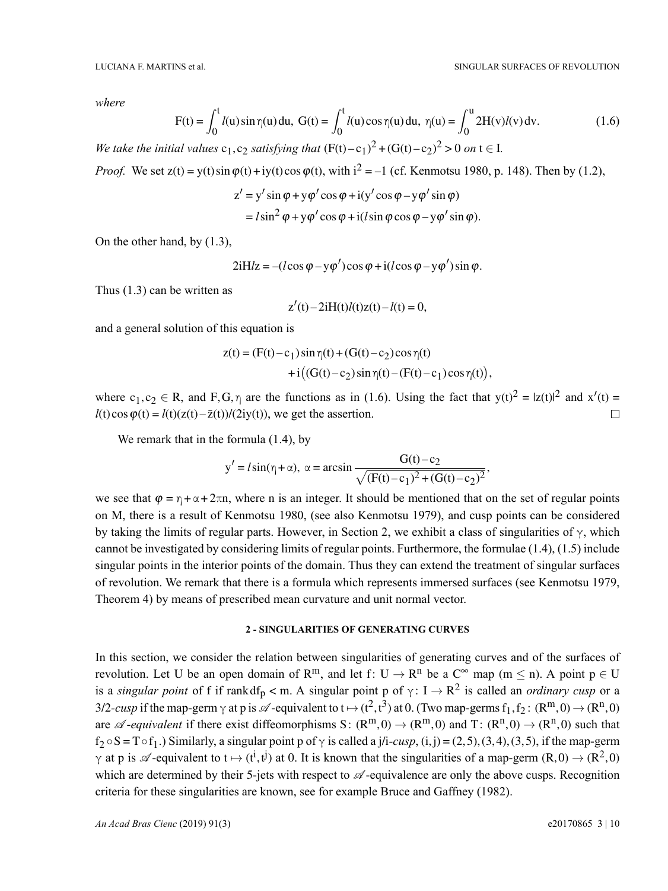*where*

$$F(t) = \int_0^t l(u)\sin\eta_l(u)\,du,\ G(t) = \int_0^t l(u)\cos\eta_l(u)\,du,\ \eta_l(u) = \int_0^u 2H(v)l(v)\,dv. \tag{1.6}$$

*We take the initial values* $c_1, c_2$ *satisfying that* $(F(t)-c_1)^2 + (G(t)-c_2)^2 > 0$ *on* $t \in I$.

*Proof.* We set $z(t) = y(t)\sin\varphi(t) + iy(t)\cos\varphi(t)$, with $i^2 = -1$ (cf. Kenmotsu 1980, p. 148). Then by (1.2),

$$\begin{aligned} z' &= y'\sin\varphi + y\varphi'\cos\varphi + i(y'\cos\varphi - y\varphi'\sin\varphi) \\ &= l\sin^2\varphi + y\varphi'\cos\varphi + i(l\sin\varphi\cos\varphi - y\varphi'\sin\varphi). \end{aligned}$$

On the other hand, by (1.3),

$$2iHlz = -(l\cos\varphi - y\varphi')\cos\varphi + i(l\cos\varphi - y\varphi')\sin\varphi.$$

Thus (1.3) can be written as

$$z'(t) - 2iH(t)l(t)z(t) - l(t) = 0,$$

and a general solution of this equation is

$$\begin{aligned} z(t) = &(F(t)-c_1)\sin\eta_l(t) + (G(t)-c_2)\cos\eta_l(t) \\ &+ i\big((G(t)-c_2)\sin\eta_l(t) - (F(t)-c_1)\cos\eta_l(t)\big), \end{aligned}$$

where $c_1, c_2 \in \mathbb{R}$, and $F, G, \eta_l$ are the functions as in (1.6). Using the fact that $y(t)^2 = |z(t)|^2$ and $x'(t) = l(t)\cos\varphi(t) = l(t)(z(t) - \bar{z}(t))/(2iy(t))$, we get the assertion. $\square$

We remark that in the formula (1.4), by

$$y' = l\sin(\eta_l + \alpha),\ \alpha = \arcsin\frac{G(t)-c_2}{\sqrt{(F(t)-c_1)^2 + (G(t)-c_2)^2}},$$

we see that $\varphi = \eta_l + \alpha + 2\pi n$, where n is an integer. It should be mentioned that on the set of regular points on M, there is a result of Kenmotsu 1980, (see also Kenmotsu 1979), and cusp points can be considered by taking the limits of regular parts. However, in Section 2, we exhibit a class of singularities of $\gamma$, which cannot be investigated by considering limits of regular points. Furthermore, the formulae (1.4), (1.5) include singular points in the interior points of the domain. Thus they can extend the treatment of singular surfaces of revolution. We remark that there is a formula which represents immersed surfaces (see Kenmotsu 1979, Theorem 4) by means of prescribed mean curvature and unit normal vector.

## 2 - SINGULARITIES OF GENERATING CURVES

In this section, we consider the relation between singularities of generating curves and of the surfaces of revolution. Let U be an open domain of $\mathbb{R}^m$, and let $f\colon U \to \mathbb{R}^n$ be a $C^\infty$ map ($m \le n$). A point $p \in U$ is a *singular point* of f if $\operatorname{rank} df_p < m$. A singular point p of $\gamma\colon I \to \mathbb{R}^2$ is called an *ordinary cusp* or a 3/2-*cusp* if the map-germ $\gamma$ at p is $\mathscr{A}$-equivalent to $t \mapsto (t^2, t^3)$ at 0. (Two map-germs $f_1, f_2\colon (\mathbb{R}^m, 0) \to (\mathbb{R}^n, 0)$ are $\mathscr{A}$-*equivalent* if there exist diffeomorphisms $S\colon (\mathbb{R}^m, 0) \to (\mathbb{R}^m, 0)$ and $T\colon (\mathbb{R}^n, 0) \to (\mathbb{R}^n, 0)$ such that $f_2 \circ S = T \circ f_1$.) Similarly, a singular point p of $\gamma$ is called a j/i-*cusp*, $(i, j) = (2,5), (3,4), (3,5)$, if the map-germ $\gamma$ at p is $\mathscr{A}$-equivalent to $t \mapsto (t^i, t^j)$ at 0. It is known that the singularities of a map-germ $(\mathbb{R}, 0) \to (\mathbb{R}^2, 0)$ which are determined by their 5-jets with respect to $\mathscr{A}$-equivalence are only the above cusps. Recognition criteria for these singularities are known, see for example Bruce and Gaffney (1982).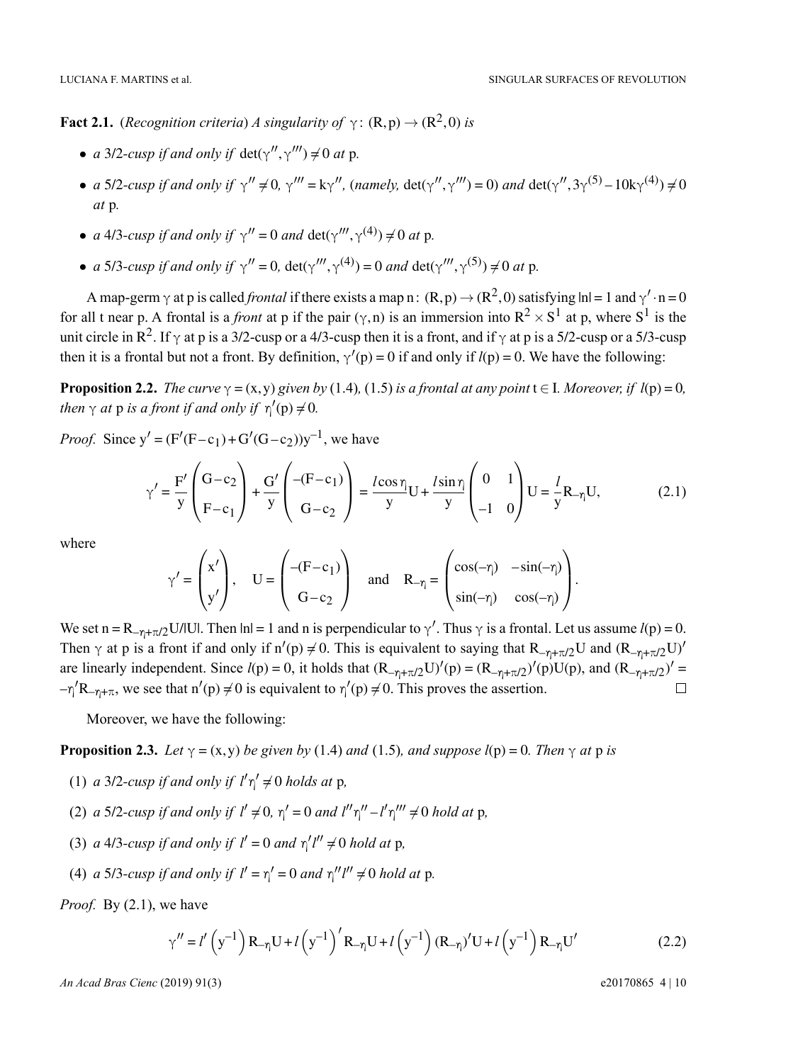**Fact 2.1.** (*Recognition criteria*) *A singularity of* $\gamma\colon (\mathbf{R},p) \to (\mathbf{R}^2,0)$ *is*

- *a* 3/2*-cusp if and only if* $\det(\gamma'',\gamma''') \neq 0$ *at* p.
- *a* 5/2*-cusp if and only if* $\gamma'' \neq 0$, $\gamma''' = k\gamma''$, (*namely,* $\det(\gamma'',\gamma''') = 0$) *and* $\det(\gamma'', 3\gamma^{(5)} - 10k\gamma^{(4)}) \neq 0$ *at* p.
- *a* 4/3*-cusp if and only if* $\gamma'' = 0$ *and* $\det(\gamma''',\gamma^{(4)}) \neq 0$ *at* p.
- *a* 5/3*-cusp if and only if* $\gamma'' = 0$, $\det(\gamma''',\gamma^{(4)}) = 0$ *and* $\det(\gamma''',\gamma^{(5)}) \neq 0$ *at* p.

A map-germ $\gamma$ at p is called *frontal* if there exists a map $n\colon (\mathbf{R},p) \to (\mathbf{R}^2,0)$ satisfying $|n| = 1$ and $\gamma' \cdot n = 0$ for all t near p. A frontal is a *front* at p if the pair $(\gamma, n)$ is an immersion into $\mathbf{R}^2 \times S^1$ at p, where $S^1$ is the unit circle in $\mathbf{R}^2$. If $\gamma$ at p is a 3/2-cusp or a 4/3-cusp then it is a front, and if $\gamma$ at p is a 5/2-cusp or a 5/3-cusp then it is a frontal but not a front. By definition, $\gamma'(p) = 0$ if and only if $l(p) = 0$. We have the following:

**Proposition 2.2.** *The curve* $\gamma = (x,y)$ *given by* (1.4)*,* (1.5) *is a frontal at any point* $t \in I$*. Moreover, if* $l(p) = 0$*, then* $\gamma$ *at* p *is a front if and only if* $\eta_l'(p) \neq 0$*.*

*Proof.* Since $y' = (F'(F-c_1) + G'(G-c_2))y^{-1}$, we have

$$\gamma' = \frac{F'}{y}\begin{pmatrix} G-c_2 \\ F-c_1 \end{pmatrix} + \frac{G'}{y}\begin{pmatrix} -(F-c_1) \\ G-c_2 \end{pmatrix} = \frac{l\cos\eta_l}{y}U + \frac{l\sin\eta_l}{y}\begin{pmatrix} 0 & 1 \\ -1 & 0 \end{pmatrix}U = \frac{l}{y}R_{-\eta_l}U, \tag{2.1}$$

where

$$\gamma' = \begin{pmatrix} x' \\ y' \end{pmatrix}, \quad U = \begin{pmatrix} -(F-c_1) \\ G-c_2 \end{pmatrix} \quad \text{and} \quad R_{-\eta_l} = \begin{pmatrix} \cos(-\eta_l) & -\sin(-\eta_l) \\ \sin(-\eta_l) & \cos(-\eta_l) \end{pmatrix}.$$

We set $n = R_{-\eta_l+\pi/2}U/|U|$. Then $|n| = 1$ and n is perpendicular to $\gamma'$. Thus $\gamma$ is a frontal. Let us assume $l(p) = 0$. Then $\gamma$ at p is a front if and only if $n'(p) \neq 0$. This is equivalent to saying that $R_{-\eta_l+\pi/2}U$ and $(R_{-\eta_l+\pi/2}U)'$ are linearly independent. Since $l(p) = 0$, it holds that $(R_{-\eta_l+\pi/2}U)'(p) = (R_{-\eta_l+\pi/2})'(p)U(p)$, and $(R_{-\eta_l+\pi/2})' = -\eta_l' R_{-\eta_l+\pi}$, we see that $n'(p) \neq 0$ is equivalent to $\eta_l'(p) \neq 0$. This proves the assertion. $\square$

Moreover, we have the following:

**Proposition 2.3.** *Let* $\gamma = (x,y)$ *be given by* (1.4) *and* (1.5)*, and suppose* $l(p) = 0$*. Then* $\gamma$ *at* p *is*

1. *a* 3/2*-cusp if and only if* $l'\eta_l' \neq 0$ *holds at* p*,*
2. *a* 5/2*-cusp if and only if* $l' \neq 0$*,* $\eta_l' = 0$ *and* $l''\eta_l'' - l'\eta_l''' \neq 0$ *hold at* p*,*
3. *a* 4/3*-cusp if and only if* $l' = 0$ *and* $\eta_l' l'' \neq 0$ *hold at* p*,*
4. *a* 5/3*-cusp if and only if* $l' = \eta_l' = 0$ *and* $\eta_l'' l'' \neq 0$ *hold at* p*.*

*Proof.* By (2.1), we have

$$\gamma'' = l'\left(y^{-1}\right)R_{-\eta_l}U + l\left(y^{-1}\right)'R_{-\eta_l}U + l\left(y^{-1}\right)(R_{-\eta_l})'U + l\left(y^{-1}\right)R_{-\eta_l}U' \tag{2.2}$$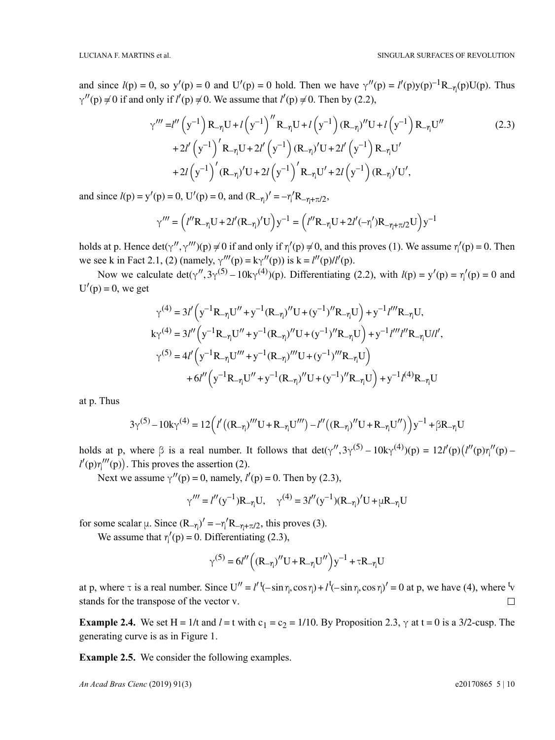and since $l(p) = 0$, so $y'(p) = 0$ and $U'(p) = 0$ hold. Then we have $\gamma''(p) = l'(p)y(p)^{-1}R_{-\eta}(p)U(p)$. Thus $\gamma''(p) \neq 0$ if and only if $l'(p) \neq 0$. We assume that $l'(p) \neq 0$. Then by (2.2),

$$
\begin{aligned}
\gamma''' =& l''\left(y^{-1}\right)R_{-\eta}U + l\left(y^{-1}\right)''R_{-\eta}U + l\left(y^{-1}\right)(R_{-\eta})''U + l\left(y^{-1}\right)R_{-\eta}U'' \\
&+ 2l'\left(y^{-1}\right)'R_{-\eta}U + 2l'\left(y^{-1}\right)(R_{-\eta})'U + 2l'\left(y^{-1}\right)R_{-\eta}U' \\
&+ 2l\left(y^{-1}\right)'(R_{-\eta})'U + 2l\left(y^{-1}\right)'R_{-\eta}U' + 2l\left(y^{-1}\right)(R_{-\eta})'U',
\end{aligned} \tag{2.3}
$$

and since $l(p) = y'(p) = 0$, $U'(p) = 0$, and $(R_{-\eta})' = -\eta' R_{-\eta+\pi/2}$,

$$
\gamma''' = \left(l''R_{-\eta}U + 2l'(R_{-\eta})'U\right)y^{-1} = \left(l''R_{-\eta}U + 2l'(-\eta')R_{-\eta+\pi/2}U\right)y^{-1}
$$

holds at p. Hence $\det(\gamma'', \gamma''')(p) \neq 0$ if and only if $\eta'(p) \neq 0$, and this proves (1). We assume $\eta'(p) = 0$. Then we see k in Fact 2.1, (2) (namely, $\gamma'''(p) = k\gamma''(p)$) is $k = l''(p)/l'(p)$.

Now we calculate $\det(\gamma'', 3\gamma^{(5)} - 10k\gamma^{(4)})(p)$. Differentiating (2.2), with $l(p) = y'(p) = \eta'(p) = 0$ and $U'(p) = 0$, we get

$$
\begin{aligned}
\gamma^{(4)} &= 3l'\left(y^{-1}R_{-\eta}U'' + y^{-1}(R_{-\eta})''U + (y^{-1})''R_{-\eta}U\right) + y^{-1}l'''R_{-\eta}U, \\
k\gamma^{(4)} &= 3l''\left(y^{-1}R_{-\eta}U'' + y^{-1}(R_{-\eta})''U + (y^{-1})''R_{-\eta}U\right) + y^{-1}l'''l''R_{-\eta}U/l', \\
\gamma^{(5)} &= 4l'\left(y^{-1}R_{-\eta}U''' + y^{-1}(R_{-\eta})'''U + (y^{-1})'''R_{-\eta}U\right) \\
&\quad + 6l''\left(y^{-1}R_{-\eta}U'' + y^{-1}(R_{-\eta})''U + (y^{-1})''R_{-\eta}U\right) + y^{-1}l^{(4)}R_{-\eta}U
\end{aligned}
$$

at p. Thus

$$
3\gamma^{(5)} - 10k\gamma^{(4)} = 12\left(l'\left((R_{-\eta})'''U + R_{-\eta}U'''\right) - l''\left((R_{-\eta})''U + R_{-\eta}U''\right)\right)y^{-1} + \beta R_{-\eta}U
$$

holds at p, where $\beta$ is a real number. It follows that $\det(\gamma'', 3\gamma^{(5)} - 10k\gamma^{(4)})(p) = 12l'(p)\left(l''(p)\eta''(p) - l'(p)\eta'''(p)\right)$. This proves the assertion (2).

Next we assume $\gamma''(p) = 0$, namely, $l'(p) = 0$. Then by (2.3),

$$
\gamma''' = l''(y^{-1})R_{-\eta}U, \quad \gamma^{(4)} = 3l''(y^{-1})(R_{-\eta})'U + \mu R_{-\eta}U
$$

for some scalar $\mu$. Since $(R_{-\eta})' = -\eta' R_{-\eta+\pi/2}$, this proves (3).

We assume that $\eta'(p) = 0$. Differentiating (2.3),

$$
\gamma^{(5)} = 6l''\left((R_{-\eta})''U + R_{-\eta}U''\right)y^{-1} + \tau R_{-\eta}U
$$

at p, where $\tau$ is a real number. Since $U'' = l'\,{}^t(-\sin\eta, \cos\eta) + l\,{}^t(-\sin\eta, \cos\eta)' = 0$ at p, we have (4), where ${}^t v$ stands for the transpose of the vector v. $\square$

**Example 2.4.** We set $H = 1/t$ and $l = t$ with $c_1 = c_2 = 1/10$. By Proposition 2.3, $\gamma$ at $t = 0$ is a 3/2-cusp. The generating curve is as in Figure 1.

**Example 2.5.** We consider the following examples.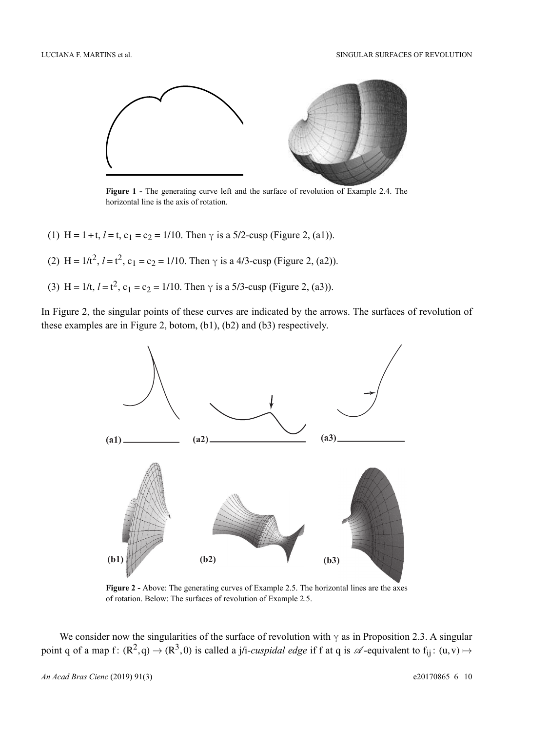**Figure 1 -** The generating curve left and the surface of revolution of Example 2.4. The horizontal line is the axis of rotation.

(1) $H = 1+t$, $l = t$, $c_1 = c_2 = 1/10$. Then $\gamma$ is a 5/2-cusp (Figure 2, (a1)).

(2) $H = 1/t^2$, $l = t^2$, $c_1 = c_2 = 1/10$. Then $\gamma$ is a 4/3-cusp (Figure 2, (a2)).

(3) $H = 1/t$, $l = t^2$, $c_1 = c_2 = 1/10$. Then $\gamma$ is a 5/3-cusp (Figure 2, (a3)).

In Figure 2, the singular points of these curves are indicated by the arrows. The surfaces of revolution of these examples are in Figure 2, botom, (b1), (b2) and (b3) respectively.

**Figure 2 -** Above: The generating curves of Example 2.5. The horizontal lines are the axes of rotation. Below: The surfaces of revolution of Example 2.5.

We consider now the singularities of the surface of revolution with $\gamma$ as in Proposition 2.3. A singular point q of a map $f\colon (\mathbb{R}^2, q) \to (\mathbb{R}^3, 0)$ is called a j/i-*cuspidal edge* if f at q is $\mathscr{A}$-equivalent to $f_{ij}\colon (u,v) \mapsto$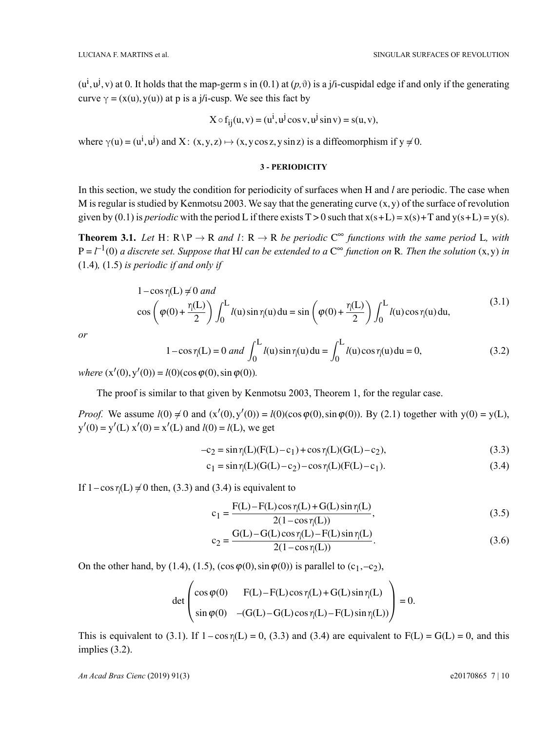$(u^i, u^j, v)$ at 0. It holds that the map-germ s in (0.1) at $(p, \vartheta)$ is a j/i-cuspidal edge if and only if the generating curve $\gamma = (x(u), y(u))$ at p is a j/i-cusp. We see this fact by

$$X \circ f_{ij}(u, v) = (u^i, u^j \cos v, u^j \sin v) = s(u, v),$$

where $\gamma(u) = (u^i, u^j)$ and $X\colon (x, y, z) \mapsto (x, y\cos z, y\sin z)$ is a diffeomorphism if $y \neq 0$.

## 3 - PERIODICITY

In this section, we study the condition for periodicity of surfaces when H and $l$ are periodic. The case when M is regular is studied by Kenmotsu 2003. We say that the generating curve $(x, y)$ of the surface of revolution given by (0.1) is *periodic* with the period L if there exists $T > 0$ such that $x(s+L) = x(s) + T$ and $y(s+L) = y(s)$.

**Theorem 3.1.** *Let* $H\colon \mathbb{R}\setminus P \to \mathbb{R}$ *and* $l\colon \mathbb{R} \to \mathbb{R}$ *be periodic* $C^\infty$ *functions with the same period* L*, with* $P = l^{-1}(0)$ *a discrete set. Suppose that* $Hl$ *can be extended to a* $C^\infty$ *function on* $\mathbb{R}$*. Then the solution* $(x, y)$ *in* (1.4)*,* (1.5) *is periodic if and only if*

$$\begin{gathered} 1 - \cos\eta_l(L) \neq 0 \text{ and} \\ \cos\left(\varphi(0) + \frac{\eta_l(L)}{2}\right)\int_0^L l(u)\sin\eta_l(u)\,du = \sin\left(\varphi(0) + \frac{\eta_l(L)}{2}\right)\int_0^L l(u)\cos\eta_l(u)\,du, \end{gathered} \tag{3.1}$$

*or*

$$1 - \cos\eta_l(L) = 0 \text{ and } \int_0^L l(u)\sin\eta_l(u)\,du = \int_0^L l(u)\cos\eta_l(u)\,du = 0, \tag{3.2}$$

*where* $(x'(0), y'(0)) = l(0)(\cos\varphi(0), \sin\varphi(0))$*.*

The proof is similar to that given by Kenmotsu 2003, Theorem 1, for the regular case.

*Proof.* We assume $l(0) \neq 0$ and $(x'(0), y'(0)) = l(0)(\cos\varphi(0), \sin\varphi(0))$. By (2.1) together with $y(0) = y(L)$, $y'(0) = y'(L)$ $x'(0) = x'(L)$ and $l(0) = l(L)$, we get

$$-c_2 = \sin\eta_l(L)(F(L) - c_1) + \cos\eta_l(L)(G(L) - c_2), \tag{3.3}$$

$$c_1 = \sin\eta_l(L)(G(L) - c_2) - \cos\eta_l(L)(F(L) - c_1). \tag{3.4}$$

If $1 - \cos\eta_l(L) \neq 0$ then, (3.3) and (3.4) is equivalent to

$$c_1 = \frac{F(L) - F(L)\cos\eta_l(L) + G(L)\sin\eta_l(L)}{2(1 - \cos\eta_l(L))}, \tag{3.5}$$

$$c_2 = \frac{G(L) - G(L)\cos\eta_l(L) - F(L)\sin\eta_l(L)}{2(1 - \cos\eta_l(L))}. \tag{3.6}$$

On the other hand, by (1.4), (1.5), $(\cos\varphi(0), \sin\varphi(0))$ is parallel to $(c_1, -c_2)$,

$$\det\begin{pmatrix} \cos\varphi(0) & F(L) - F(L)\cos\eta_l(L) + G(L)\sin\eta_l(L) \\ \sin\varphi(0) & -(G(L) - G(L)\cos\eta_l(L) - F(L)\sin\eta_l(L)) \end{pmatrix} = 0.$$

This is equivalent to (3.1). If $1 - \cos\eta_l(L) = 0$, (3.3) and (3.4) are equivalent to $F(L) = G(L) = 0$, and this implies (3.2).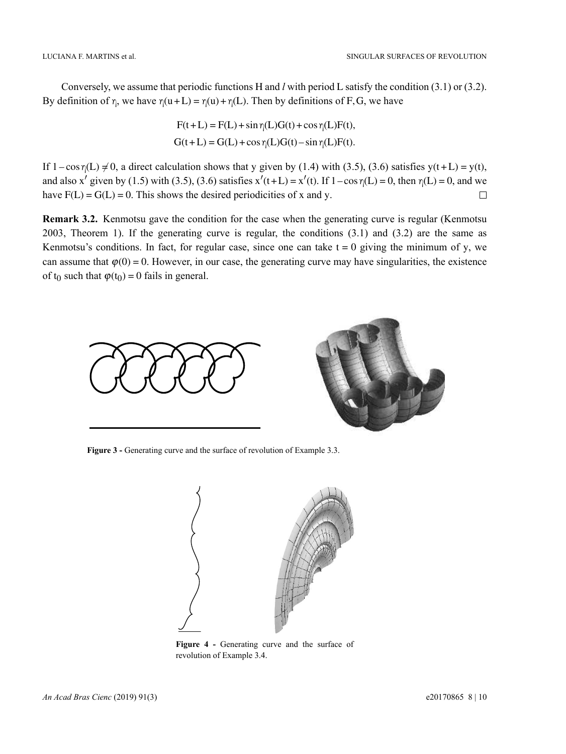Conversely, we assume that periodic functions H and $l$ with period L satisfy the condition (3.1) or (3.2). By definition of $\eta_l$, we have $\eta_l(u+L) = \eta_l(u) + \eta_l(L)$. Then by definitions of F, G, we have

$$F(t+L) = F(L) + \sin\eta_l(L)G(t) + \cos\eta_l(L)F(t),$$
$$G(t+L) = G(L) + \cos\eta_l(L)G(t) - \sin\eta_l(L)F(t).$$

If $1-\cos\eta_l(L) \neq 0$, a direct calculation shows that y given by (1.4) with (3.5), (3.6) satisfies $y(t+L) = y(t)$, and also $x'$ given by (1.5) with (3.5), (3.6) satisfies $x'(t+L) = x'(t)$. If $1-\cos\eta_l(L) = 0$, then $\eta_l(L) = 0$, and we have $F(L) = G(L) = 0$. This shows the desired periodicities of x and y. □

**Remark 3.2.** Kenmotsu gave the condition for the case when the generating curve is regular (Kenmotsu 2003, Theorem 1). If the generating curve is regular, the conditions (3.1) and (3.2) are the same as Kenmotsu's conditions. In fact, for regular case, since one can take $t = 0$ giving the minimum of y, we can assume that $\varphi(0) = 0$. However, in our case, the generating curve may have singularities, the existence of $t_0$ such that $\varphi(t_0) = 0$ fails in general.

**Figure 3 -** Generating curve and the surface of revolution of Example 3.3.

**Figure 4 -** Generating curve and the surface of revolution of Example 3.4.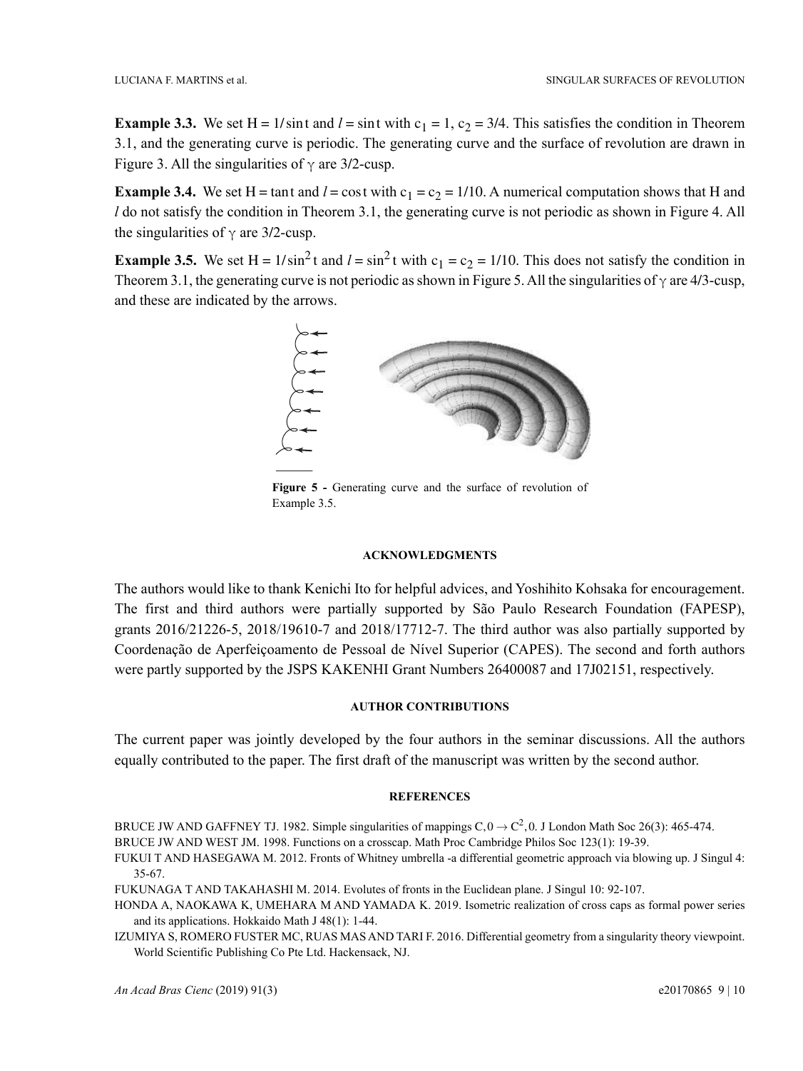**Example 3.3.** We set $H = 1/\sin t$ and $l = \sin t$ with $c_1 = 1$, $c_2 = 3/4$. This satisfies the condition in Theorem 3.1, and the generating curve is periodic. The generating curve and the surface of revolution are drawn in Figure 3. All the singularities of $\gamma$ are 3/2-cusp.

**Example 3.4.** We set $H = \tan t$ and $l = \cos t$ with $c_1 = c_2 = 1/10$. A numerical computation shows that H and $l$ do not satisfy the condition in Theorem 3.1, the generating curve is not periodic as shown in Figure 4. All the singularities of $\gamma$ are 3/2-cusp.

**Example 3.5.** We set $H = 1/\sin^2 t$ and $l = \sin^2 t$ with $c_1 = c_2 = 1/10$. This does not satisfy the condition in Theorem 3.1, the generating curve is not periodic as shown in Figure 5. All the singularities of $\gamma$ are 4/3-cusp, and these are indicated by the arrows.

**Figure 5 -** Generating curve and the surface of revolution of Example 3.5.

#### ACKNOWLEDGMENTS

The authors would like to thank Kenichi Ito for helpful advices, and Yoshihito Kohsaka for encouragement. The first and third authors were partially supported by São Paulo Research Foundation (FAPESP), grants 2016/21226-5, 2018/19610-7 and 2018/17712-7. The third author was also partially supported by Coordenação de Aperfeiçoamento de Pessoal de Nível Superior (CAPES). The second and forth authors were partly supported by the JSPS KAKENHI Grant Numbers 26400087 and 17J02151, respectively.

#### AUTHOR CONTRIBUTIONS

The current paper was jointly developed by the four authors in the seminar discussions. All the authors equally contributed to the paper. The first draft of the manuscript was written by the second author.

#### REFERENCES

BRUCE JW AND GAFFNEY TJ. 1982. Simple singularities of mappings $C, 0 \to C^2, 0$. J London Math Soc 26(3): 465-474.

BRUCE JW AND WEST JM. 1998. Functions on a crosscap. Math Proc Cambridge Philos Soc 123(1): 19-39.

FUKUI T AND HASEGAWA M. 2012. Fronts of Whitney umbrella -a differential geometric approach via blowing up. J Singul 4: 35-67.

FUKUNAGA T AND TAKAHASHI M. 2014. Evolutes of fronts in the Euclidean plane. J Singul 10: 92-107.

HONDA A, NAOKAWA K, UMEHARA M AND YAMADA K. 2019. Isometric realization of cross caps as formal power series and its applications. Hokkaido Math J 48(1): 1-44.

IZUMIYA S, ROMERO FUSTER MC, RUAS MAS AND TARI F. 2016. Differential geometry from a singularity theory viewpoint. World Scientific Publishing Co Pte Ltd. Hackensack, NJ.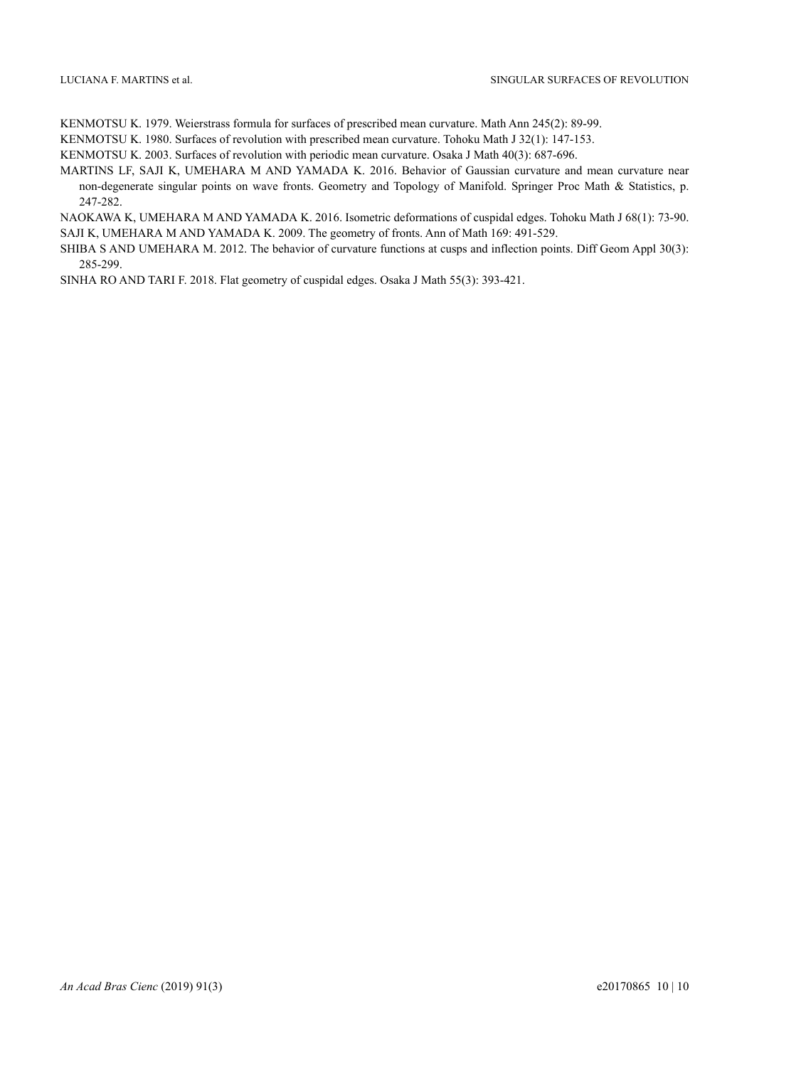KENMOTSU K. 1979. Weierstrass formula for surfaces of prescribed mean curvature. Math Ann 245(2): 89-99.

KENMOTSU K. 1980. Surfaces of revolution with prescribed mean curvature. Tohoku Math J 32(1): 147-153.

KENMOTSU K. 2003. Surfaces of revolution with periodic mean curvature. Osaka J Math 40(3): 687-696.

MARTINS LF, SAJI K, UMEHARA M AND YAMADA K. 2016. Behavior of Gaussian curvature and mean curvature near non-degenerate singular points on wave fronts. Geometry and Topology of Manifold. Springer Proc Math & Statistics, p. 247-282.

NAOKAWA K, UMEHARA M AND YAMADA K. 2016. Isometric deformations of cuspidal edges. Tohoku Math J 68(1): 73-90.

SAJI K, UMEHARA M AND YAMADA K. 2009. The geometry of fronts. Ann of Math 169: 491-529.

SHIBA S AND UMEHARA M. 2012. The behavior of curvature functions at cusps and inflection points. Diff Geom Appl 30(3): 285-299.

SINHA RO AND TARI F. 2018. Flat geometry of cuspidal edges. Osaka J Math 55(3): 393-421.